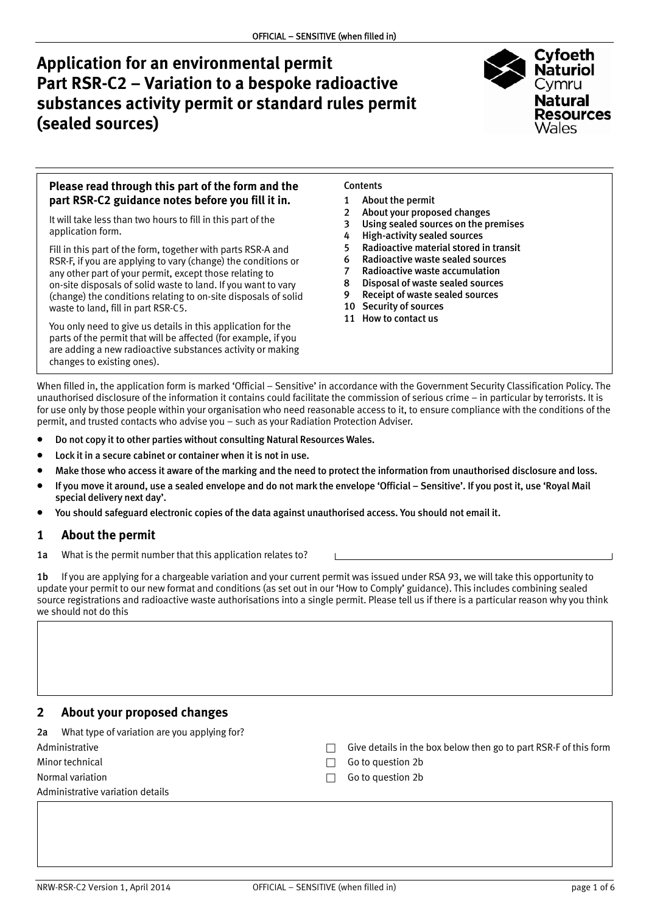# Application for an environmental permit
## Part RSR-C2 – Variation to a bespoke radioactive substances activity permit or standard rules permit (sealed sources)

Cyfoeth Naturiol Cymru
Natural Resources Wales

**Please read through this part of the form and the part RSR-C2 guidance notes before you fill it in.**

It will take less than two hours to fill in this part of the application form.

Fill in this part of the form, together with parts RSR-A and RSR-F, if you are applying to vary (change) the conditions or any other part of your permit, except those relating to on-site disposals of solid waste to land. If you want to vary (change) the conditions relating to on-site disposals of solid waste to land, fill in part RSR-C5.

You only need to give us details in this application for the parts of the permit that will be affected (for example, if you are adding a new radioactive substances activity or making changes to existing ones).

Contents

1 About the permit
2 About your proposed changes
3 Using sealed sources on the premises
4 High-activity sealed sources
5 Radioactive material stored in transit
6 Radioactive waste sealed sources
7 Radioactive waste accumulation
8 Disposal of waste sealed sources
9 Receipt of waste sealed sources
10 Security of sources
11 How to contact us

When filled in, the application form is marked 'Official – Sensitive' in accordance with the Government Security Classification Policy. The unauthorised disclosure of the information it contains could facilitate the commission of serious crime – in particular by terrorists. It is for use only by those people within your organisation who need reasonable access to it, to ensure compliance with the conditions of the permit, and trusted contacts who advise you – such as your Radiation Protection Adviser.

- **Do not copy it to other parties without consulting Natural Resources Wales.**
- **Lock it in a secure cabinet or container when it is not in use.**
- **Make those who access it aware of the marking and the need to protect the information from unauthorised disclosure and loss.**
- **If you move it around, use a sealed envelope and do not mark the envelope 'Official – Sensitive'. If you post it, use 'Royal Mail special delivery next day'.**
- **You should safeguard electronic copies of the data against unauthorised access. You should not email it.**

## 1 About the permit

**1a** What is the permit number that this application relates to? ______________________

**1b** If you are applying for a chargeable variation and your current permit was issued under RSA 93, we will take this opportunity to update your permit to our new format and conditions (as set out in our 'How to Comply' guidance). This includes combining sealed source registrations and radioactive waste authorisations into a single permit. Please tell us if there is a particular reason why you think we should not do this

______________________

## 2 About your proposed changes

**2a** What type of variation are you applying for?

| | | |
|---|---|---|
| Administrative | ☐ | Give details in the box below then go to part RSR-F of this form |
| Minor technical | ☐ | Go to question 2b |
| Normal variation | ☐ | Go to question 2b |

Administrative variation details

______________________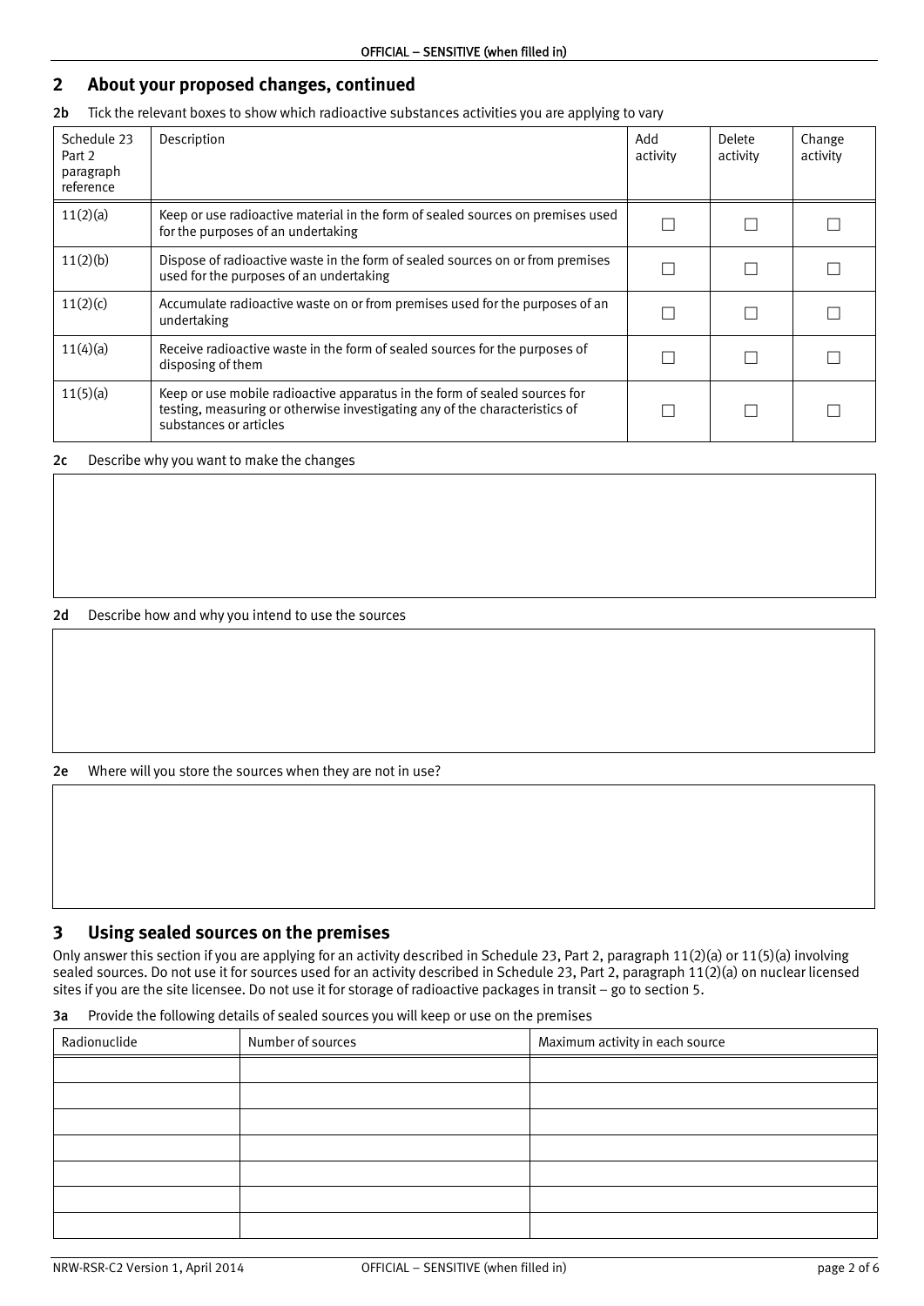## 2 About your proposed changes, continued

**2b** Tick the relevant boxes to show which radioactive substances activities you are applying to vary

| Schedule 23 Part 2 paragraph reference | Description | Add activity | Delete activity | Change activity |
|---|---|---|---|---|
| 11(2)(a) | Keep or use radioactive material in the form of sealed sources on premises used for the purposes of an undertaking | ☐ | ☐ | ☐ |
| 11(2)(b) | Dispose of radioactive waste in the form of sealed sources on or from premises used for the purposes of an undertaking | ☐ | ☐ | ☐ |
| 11(2)(c) | Accumulate radioactive waste on or from premises used for the purposes of an undertaking | ☐ | ☐ | ☐ |
| 11(4)(a) | Receive radioactive waste in the form of sealed sources for the purposes of disposing of them | ☐ | ☐ | ☐ |
| 11(5)(a) | Keep or use mobile radioactive apparatus in the form of sealed sources for testing, measuring or otherwise investigating any of the characteristics of substances or articles | ☐ | ☐ | ☐ |

**2c** Describe why you want to make the changes

**2d** Describe how and why you intend to use the sources

**2e** Where will you store the sources when they are not in use?

## 3 Using sealed sources on the premises

Only answer this section if you are applying for an activity described in Schedule 23, Part 2, paragraph 11(2)(a) or 11(5)(a) involving sealed sources. Do not use it for sources used for an activity described in Schedule 23, Part 2, paragraph 11(2)(a) on nuclear licensed sites if you are the site licensee. Do not use it for storage of radioactive packages in transit – go to section 5.

**3a** Provide the following details of sealed sources you will keep or use on the premises

| Radionuclide | Number of sources | Maximum activity in each source |
|---|---|---|
| | | |
| | | |
| | | |
| | | |
| | | |
| | | |
| | | |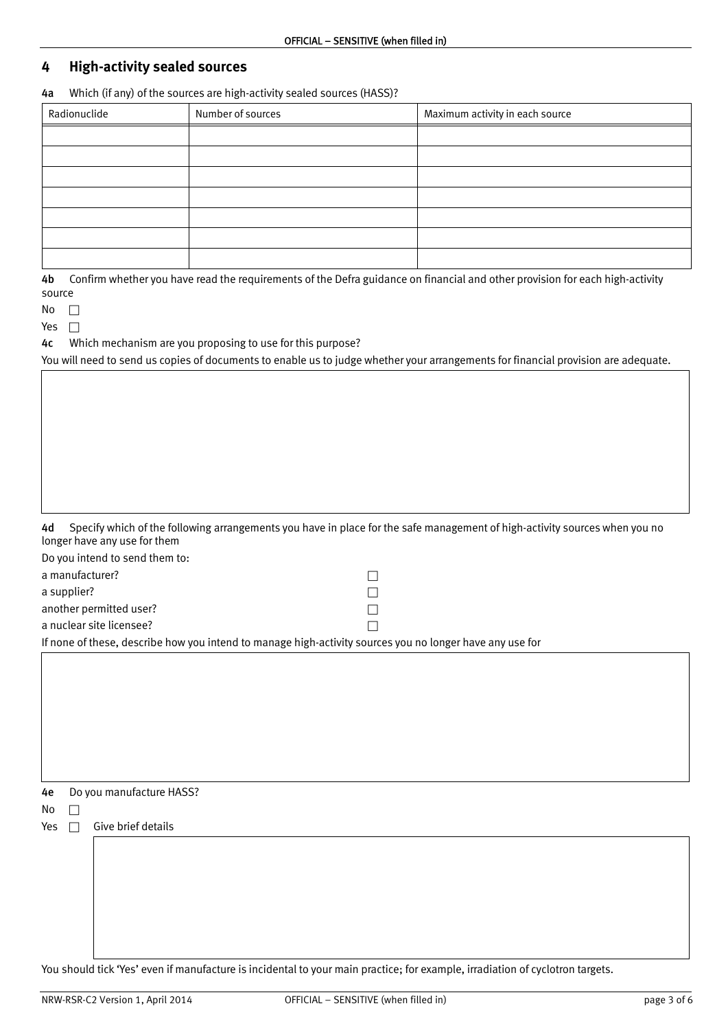## 4 High-activity sealed sources

**4a** Which (if any) of the sources are high-activity sealed sources (HASS)?

| Radionuclide | Number of sources | Maximum activity in each source |
|---|---|---|
| | | |
| | | |
| | | |
| | | |
| | | |
| | | |
| | | |

**4b** Confirm whether you have read the requirements of the Defra guidance on financial and other provision for each high-activity source

No ☐

Yes ☐

**4c** Which mechanism are you proposing to use for this purpose?

You will need to send us copies of documents to enable us to judge whether your arrangements for financial provision are adequate.

**4d** Specify which of the following arrangements you have in place for the safe management of high-activity sources when you no longer have any use for them

Do you intend to send them to:

a manufacturer? ☐

a supplier? ☐

another permitted user? ☐

a nuclear site licensee? ☐

If none of these, describe how you intend to manage high-activity sources you no longer have any use for

**4e** Do you manufacture HASS?

No ☐

Yes ☐ Give brief details

You should tick 'Yes' even if manufacture is incidental to your main practice; for example, irradiation of cyclotron targets.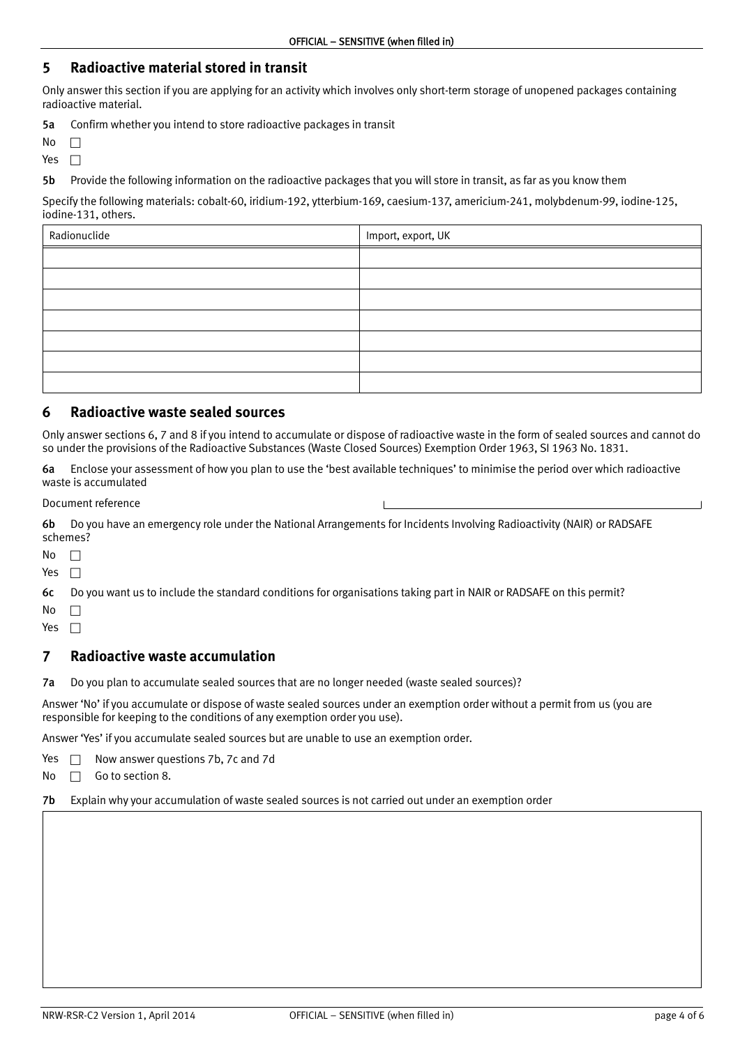## 5 Radioactive material stored in transit

Only answer this section if you are applying for an activity which involves only short-term storage of unopened packages containing radioactive material.

**5a** Confirm whether you intend to store radioactive packages in transit

No ☐

Yes ☐

**5b** Provide the following information on the radioactive packages that you will store in transit, as far as you know them

Specify the following materials: cobalt-60, iridium-192, ytterbium-169, caesium-137, americium-241, molybdenum-99, iodine-125, iodine-131, others.

| Radionuclide | Import, export, UK |
|---|---|
| | |
| | |
| | |
| | |
| | |
| | |
| | |

## 6 Radioactive waste sealed sources

Only answer sections 6, 7 and 8 if you intend to accumulate or dispose of radioactive waste in the form of sealed sources and cannot do so under the provisions of the Radioactive Substances (Waste Closed Sources) Exemption Order 1963, SI 1963 No. 1831.

**6a** Enclose your assessment of how you plan to use the 'best available techniques' to minimise the period over which radioactive waste is accumulated

Document reference

**6b** Do you have an emergency role under the National Arrangements for Incidents Involving Radioactivity (NAIR) or RADSAFE schemes?

No ☐

Yes ☐

**6c** Do you want us to include the standard conditions for organisations taking part in NAIR or RADSAFE on this permit?

No ☐

Yes ☐

## 7 Radioactive waste accumulation

**7a** Do you plan to accumulate sealed sources that are no longer needed (waste sealed sources)?

Answer 'No' if you accumulate or dispose of waste sealed sources under an exemption order without a permit from us (you are responsible for keeping to the conditions of any exemption order you use).

Answer 'Yes' if you accumulate sealed sources but are unable to use an exemption order.

Yes ☐ Now answer questions 7b, 7c and 7d

No ☐ Go to section 8.

**7b** Explain why your accumulation of waste sealed sources is not carried out under an exemption order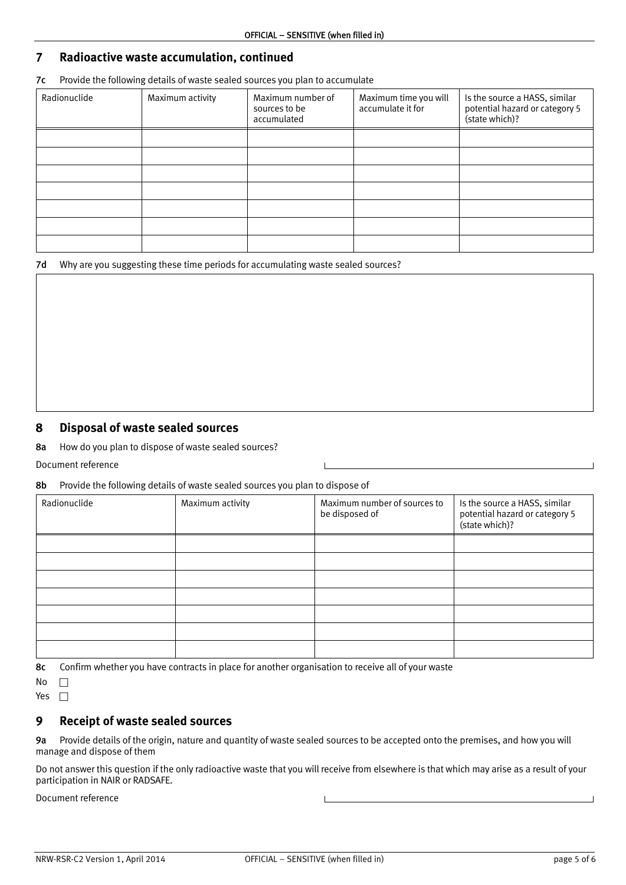## 7 Radioactive waste accumulation, continued

**7c** Provide the following details of waste sealed sources you plan to accumulate

| Radionuclide | Maximum activity | Maximum number of sources to be accumulated | Maximum time you will accumulate it for | Is the source a HASS, similar potential hazard or category 5 (state which)? |
|---|---|---|---|---|
| | | | | |
| | | | | |
| | | | | |
| | | | | |
| | | | | |
| | | | | |
| | | | | |

**7d** Why are you suggesting these time periods for accumulating waste sealed sources?

## 8 Disposal of waste sealed sources

**8a** How do you plan to dispose of waste sealed sources?

Document reference

**8b** Provide the following details of waste sealed sources you plan to dispose of

| Radionuclide | Maximum activity | Maximum number of sources to be disposed of | Is the source a HASS, similar potential hazard or category 5 (state which)? |
|---|---|---|---|
| | | | |
| | | | |
| | | | |
| | | | |
| | | | |
| | | | |
| | | | |

**8c** Confirm whether you have contracts in place for another organisation to receive all of your waste

No ☐

Yes ☐

## 9 Receipt of waste sealed sources

**9a** Provide details of the origin, nature and quantity of waste sealed sources to be accepted onto the premises, and how you will manage and dispose of them

Do not answer this question if the only radioactive waste that you will receive from elsewhere is that which may arise as a result of your participation in NAIR or RADSAFE.

Document reference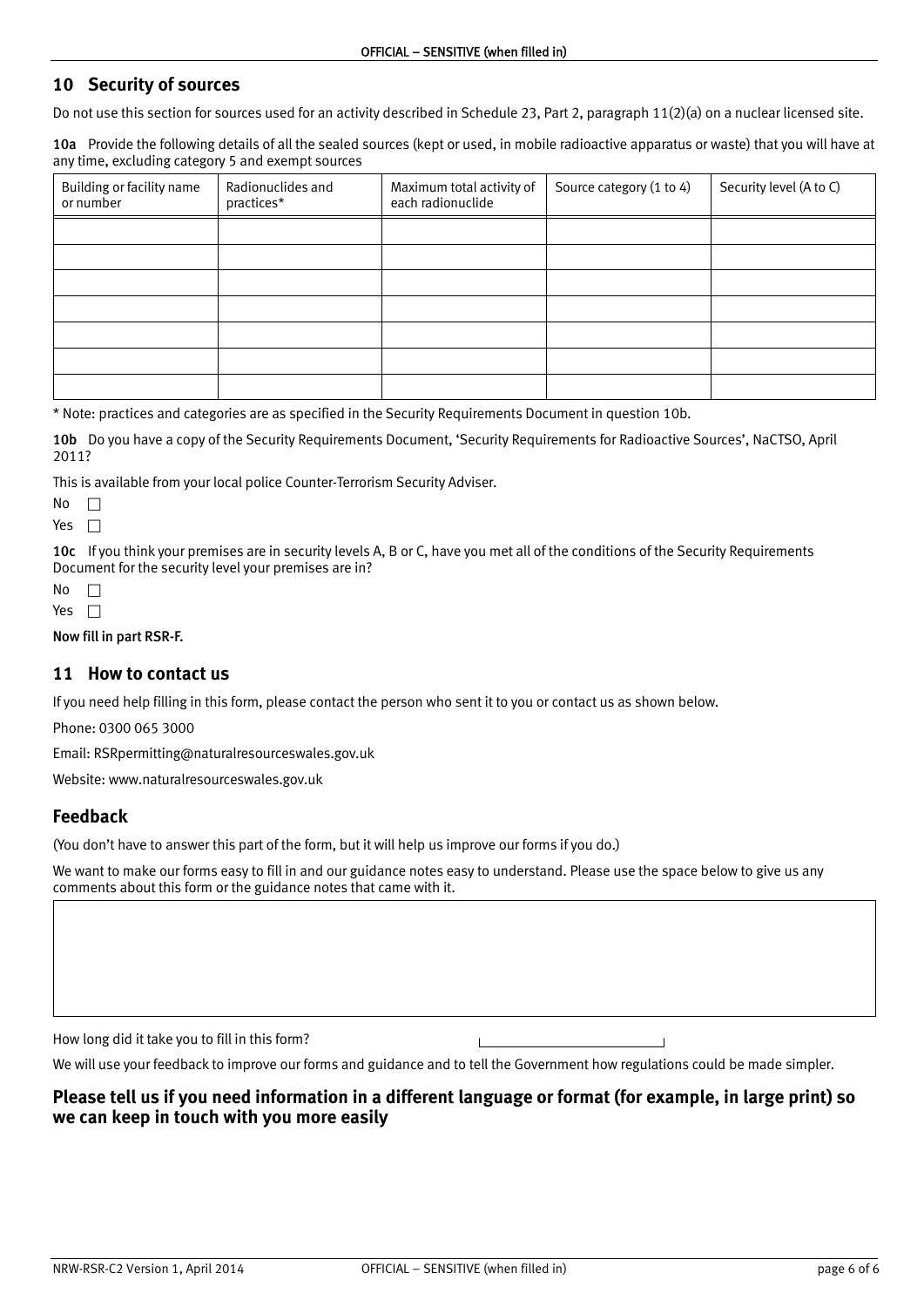## 10 Security of sources

Do not use this section for sources used for an activity described in Schedule 23, Part 2, paragraph 11(2)(a) on a nuclear licensed site.

**10a** Provide the following details of all the sealed sources (kept or used, in mobile radioactive apparatus or waste) that you will have at any time, excluding category 5 and exempt sources

| Building or facility name or number | Radionuclides and practices* | Maximum total activity of each radionuclide | Source category (1 to 4) | Security level (A to C) |
|---|---|---|---|---|
| | | | | |
| | | | | |
| | | | | |
| | | | | |
| | | | | |
| | | | | |
| | | | | |

* Note: practices and categories are as specified in the Security Requirements Document in question 10b.

**10b** Do you have a copy of the Security Requirements Document, 'Security Requirements for Radioactive Sources', NaCTSO, April 2011?

This is available from your local police Counter-Terrorism Security Adviser.

No ☐

Yes ☐

**10c** If you think your premises are in security levels A, B or C, have you met all of the conditions of the Security Requirements Document for the security level your premises are in?

No ☐

Yes ☐

**Now fill in part RSR-F.**

## 11 How to contact us

If you need help filling in this form, please contact the person who sent it to you or contact us as shown below.

Phone: 0300 065 3000

Email: RSRpermitting@naturalresourceswales.gov.uk

Website: www.naturalresourceswales.gov.uk

## Feedback

(You don't have to answer this part of the form, but it will help us improve our forms if you do.)

We want to make our forms easy to fill in and our guidance notes easy to understand. Please use the space below to give us any comments about this form or the guidance notes that came with it.

How long did it take you to fill in this form?

We will use your feedback to improve our forms and guidance and to tell the Government how regulations could be made simpler.

### Please tell us if you need information in a different language or format (for example, in large print) so we can keep in touch with you more easily